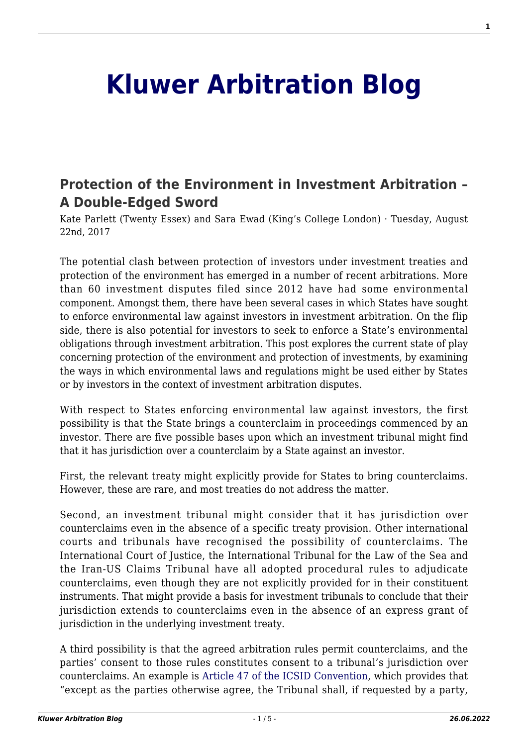# [Kluwer Arbitration Blog](http://arbitrationblog.kluwerarbitration.com/)

## Protection of the Environment in Investment Arbitration – A Double-Edged Sword

Kate Parlett (Twenty Essex) and Sara Ewad (King's College London) · Tuesday, August 22nd, 2017

The potential clash between protection of investors under investment treaties and protection of the environment has emerged in a number of recent arbitrations. More than 60 investment disputes filed since 2012 have had some environmental component. Amongst them, there have been several cases in which States have sought to enforce environmental law against investors in investment arbitration. On the flip side, there is also potential for investors to seek to enforce a State's environmental obligations through investment arbitration. This post explores the current state of play concerning protection of the environment and protection of investments, by examining the ways in which environmental laws and regulations might be used either by States or by investors in the context of investment arbitration disputes.

With respect to States enforcing environmental law against investors, the first possibility is that the State brings a counterclaim in proceedings commenced by an investor. There are five possible bases upon which an investment tribunal might find that it has jurisdiction over a counterclaim by a State against an investor.

First, the relevant treaty might explicitly provide for States to bring counterclaims. However, these are rare, and most treaties do not address the matter.

Second, an investment tribunal might consider that it has jurisdiction over counterclaims even in the absence of a specific treaty provision. Other international courts and tribunals have recognised the possibility of counterclaims. The International Court of Justice, the International Tribunal for the Law of the Sea and the Iran-US Claims Tribunal have all adopted procedural rules to adjudicate counterclaims, even though they are not explicitly provided for in their constituent instruments. That might provide a basis for investment tribunals to conclude that their jurisdiction extends to counterclaims even in the absence of an express grant of jurisdiction in the underlying investment treaty.

A third possibility is that the agreed arbitration rules permit counterclaims, and the parties' consent to those rules constitutes consent to a tribunal's jurisdiction over counterclaims. An example is Article 47 of the ICSID Convention, which provides that "except as the parties otherwise agree, the Tribunal shall, if requested by a party,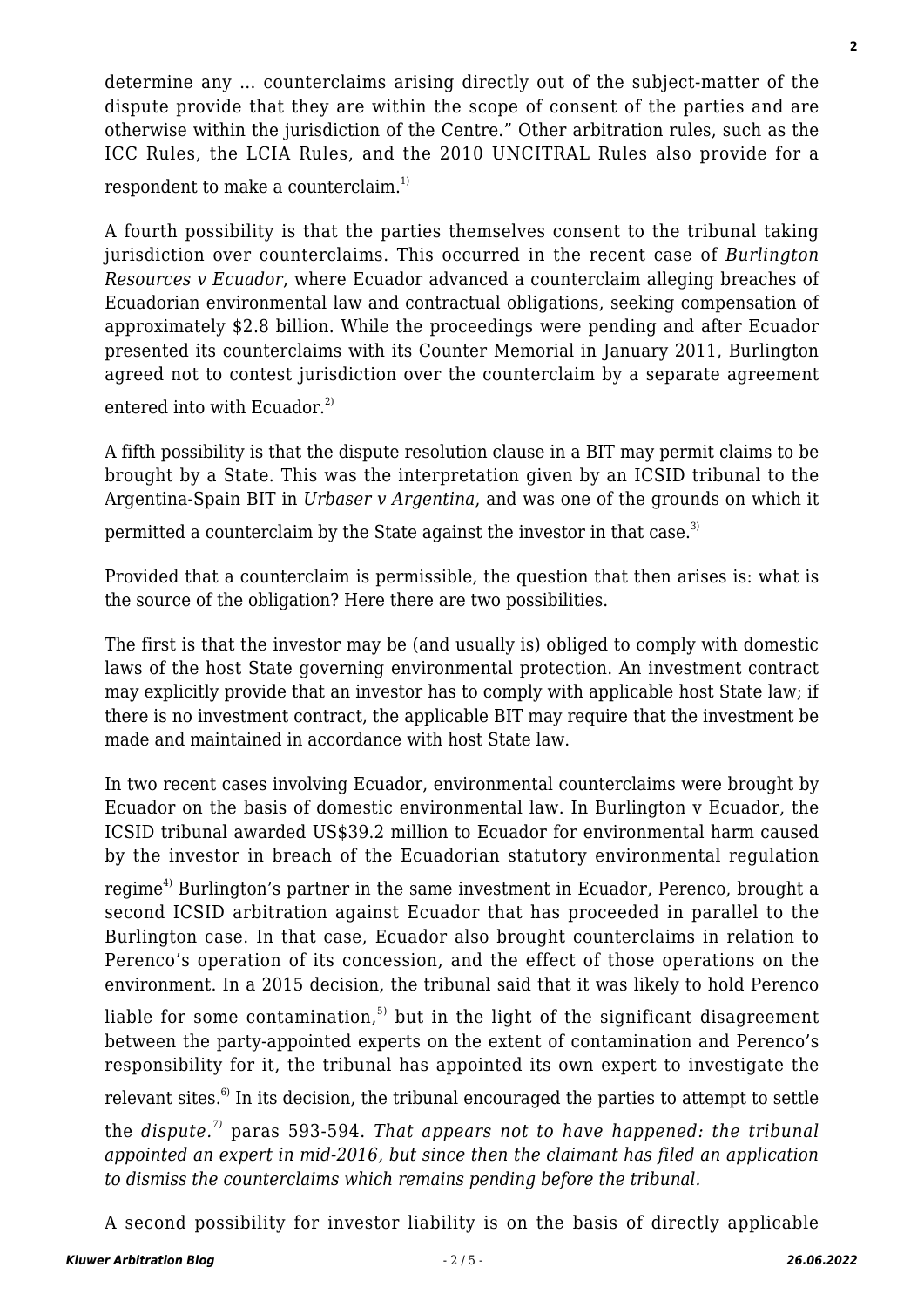determine any ... counterclaims arising directly out of the subject-matter of the dispute provide that they are within the scope of consent of the parties and are otherwise within the jurisdiction of the Centre." Other arbitration rules, such as the ICC Rules, the LCIA Rules, and the 2010 UNCITRAL Rules also provide for a respondent to make a counterclaim.[1]

A fourth possibility is that the parties themselves consent to the tribunal taking jurisdiction over counterclaims. This occurred in the recent case of *Burlington Resources v Ecuador*, where Ecuador advanced a counterclaim alleging breaches of Ecuadorian environmental law and contractual obligations, seeking compensation of approximately $2.8 billion. While the proceedings were pending and after Ecuador presented its counterclaims with its Counter Memorial in January 2011, Burlington agreed not to contest jurisdiction over the counterclaim by a separate agreement entered into with Ecuador.[2]

A fifth possibility is that the dispute resolution clause in a BIT may permit claims to be brought by a State. This was the interpretation given by an ICSID tribunal to the Argentina-Spain BIT in *Urbaser v Argentina*, and was one of the grounds on which it permitted a counterclaim by the State against the investor in that case.[3]

Provided that a counterclaim is permissible, the question that then arises is: what is the source of the obligation? Here there are two possibilities.

The first is that the investor may be (and usually is) obliged to comply with domestic laws of the host State governing environmental protection. An investment contract may explicitly provide that an investor has to comply with applicable host State law; if there is no investment contract, the applicable BIT may require that the investment be made and maintained in accordance with host State law.

In two recent cases involving Ecuador, environmental counterclaims were brought by Ecuador on the basis of domestic environmental law. In Burlington v Ecuador, the ICSID tribunal awarded US$39.2 million to Ecuador for environmental harm caused by the investor in breach of the Ecuadorian statutory environmental regulation regime[4] Burlington's partner in the same investment in Ecuador, Perenco, brought a second ICSID arbitration against Ecuador that has proceeded in parallel to the Burlington case. In that case, Ecuador also brought counterclaims in relation to Perenco's operation of its concession, and the effect of those operations on the environment. In a 2015 decision, the tribunal said that it was likely to hold Perenco liable for some contamination,[5] but in the light of the significant disagreement between the party-appointed experts on the extent of contamination and Perenco's responsibility for it, the tribunal has appointed its own expert to investigate the relevant sites.[6] In its decision, the tribunal encouraged the parties to attempt to settle the *dispute*.[7] paras 593-594. *That appears not to have happened: the tribunal appointed an expert in mid-2016, but since then the claimant has filed an application to dismiss the counterclaims which remains pending before the tribunal.*

A second possibility for investor liability is on the basis of directly applicable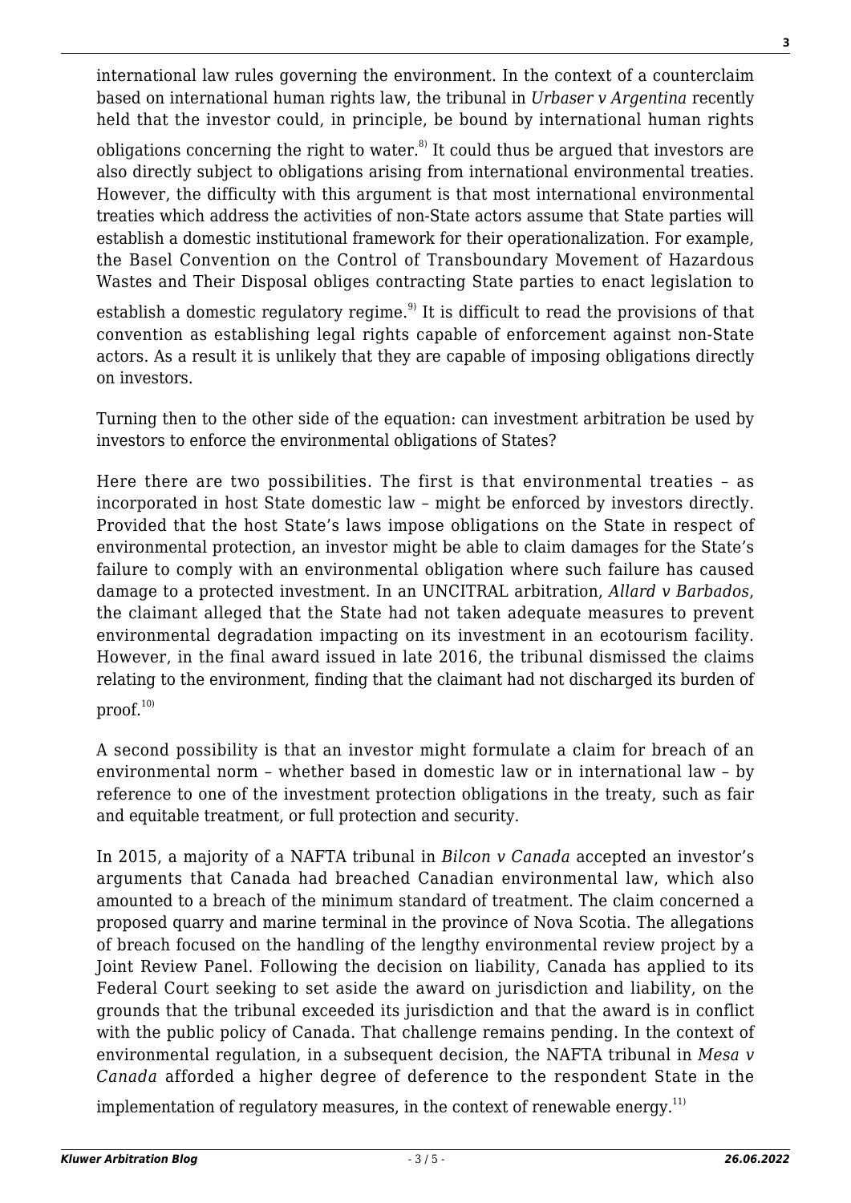international law rules governing the environment. In the context of a counterclaim based on international human rights law, the tribunal in *Urbaser v Argentina* recently held that the investor could, in principle, be bound by international human rights obligations concerning the right to water.[8] It could thus be argued that investors are also directly subject to obligations arising from international environmental treaties. However, the difficulty with this argument is that most international environmental treaties which address the activities of non-State actors assume that State parties will establish a domestic institutional framework for their operationalization. For example, the Basel Convention on the Control of Transboundary Movement of Hazardous Wastes and Their Disposal obliges contracting State parties to enact legislation to establish a domestic regulatory regime.[9] It is difficult to read the provisions of that convention as establishing legal rights capable of enforcement against non-State actors. As a result it is unlikely that they are capable of imposing obligations directly on investors.

Turning then to the other side of the equation: can investment arbitration be used by investors to enforce the environmental obligations of States?

Here there are two possibilities. The first is that environmental treaties – as incorporated in host State domestic law – might be enforced by investors directly. Provided that the host State's laws impose obligations on the State in respect of environmental protection, an investor might be able to claim damages for the State's failure to comply with an environmental obligation where such failure has caused damage to a protected investment. In an UNCITRAL arbitration, *Allard v Barbados*, the claimant alleged that the State had not taken adequate measures to prevent environmental degradation impacting on its investment in an ecotourism facility. However, in the final award issued in late 2016, the tribunal dismissed the claims relating to the environment, finding that the claimant had not discharged its burden of proof.[10]

A second possibility is that an investor might formulate a claim for breach of an environmental norm – whether based in domestic law or in international law – by reference to one of the investment protection obligations in the treaty, such as fair and equitable treatment, or full protection and security.

In 2015, a majority of a NAFTA tribunal in *Bilcon v Canada* accepted an investor's arguments that Canada had breached Canadian environmental law, which also amounted to a breach of the minimum standard of treatment. The claim concerned a proposed quarry and marine terminal in the province of Nova Scotia. The allegations of breach focused on the handling of the lengthy environmental review project by a Joint Review Panel. Following the decision on liability, Canada has applied to its Federal Court seeking to set aside the award on jurisdiction and liability, on the grounds that the tribunal exceeded its jurisdiction and that the award is in conflict with the public policy of Canada. That challenge remains pending. In the context of environmental regulation, in a subsequent decision, the NAFTA tribunal in *Mesa v Canada* afforded a higher degree of deference to the respondent State in the implementation of regulatory measures, in the context of renewable energy.[11]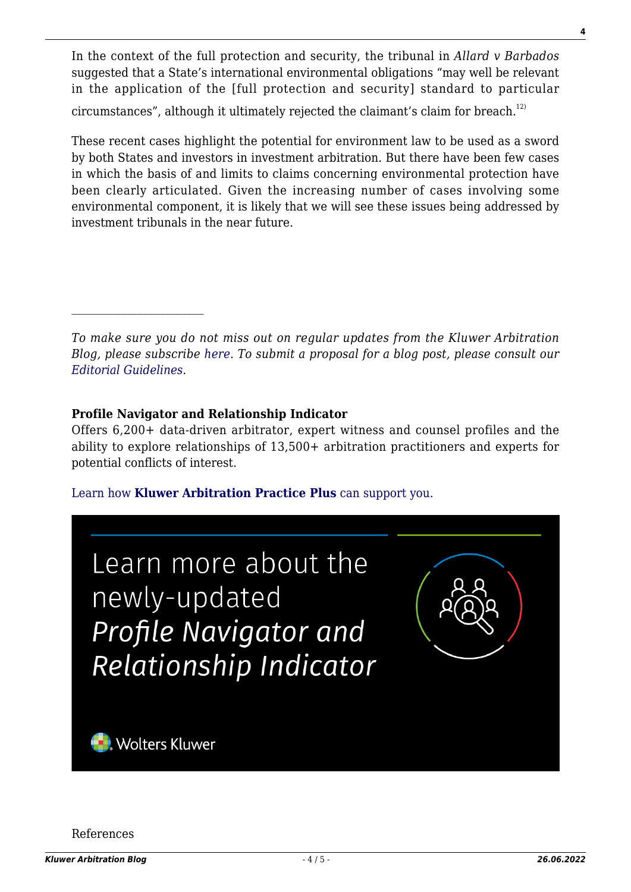In the context of the full protection and security, the tribunal in *Allard v Barbados* suggested that a State's international environmental obligations "may well be relevant in the application of the [full protection and security] standard to particular circumstances", although it ultimately rejected the claimant's claim for breach.[12)]

These recent cases highlight the potential for environment law to be used as a sword by both States and investors in investment arbitration. But there have been few cases in which the basis of and limits to claims concerning environmental protection have been clearly articulated. Given the increasing number of cases involving some environmental component, it is likely that we will see these issues being addressed by investment tribunals in the near future.

---

*To make sure you do not miss out on regular updates from the Kluwer Arbitration Blog, please subscribe here. To submit a proposal for a blog post, please consult our Editorial Guidelines.*

**Profile Navigator and Relationship Indicator**
Offers 6,200+ data-driven arbitrator, expert witness and counsel profiles and the ability to explore relationships of 13,500+ arbitration practitioners and experts for potential conflicts of interest.

Learn how **Kluwer Arbitration Practice Plus** can support you.

Learn more about the newly-updated *Profile Navigator and Relationship Indicator*

Wolters Kluwer

References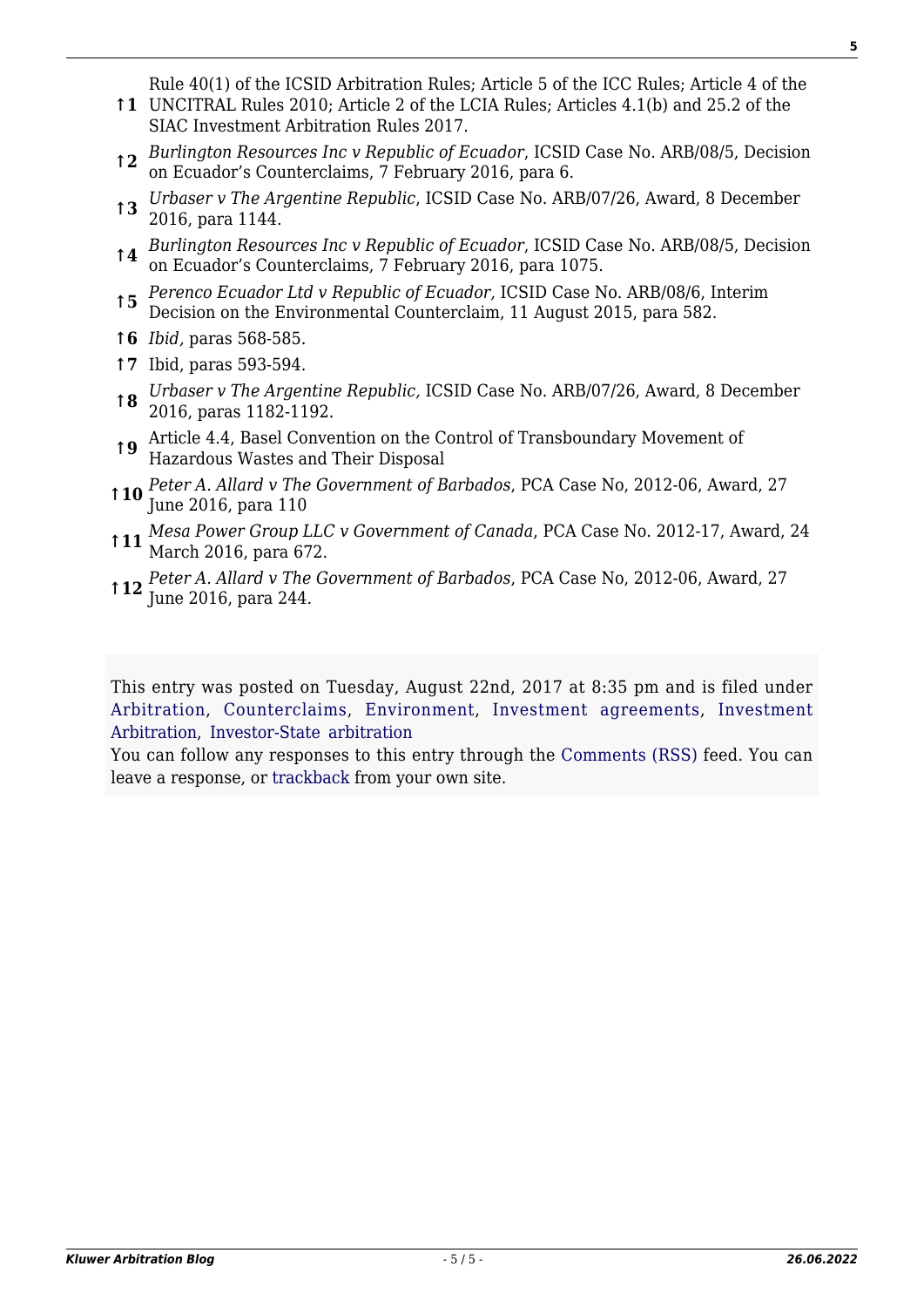↑1 Rule 40(1) of the ICSID Arbitration Rules; Article 5 of the ICC Rules; Article 4 of the UNCITRAL Rules 2010; Article 2 of the LCIA Rules; Articles 4.1(b) and 25.2 of the SIAC Investment Arbitration Rules 2017.

↑2 *Burlington Resources Inc v Republic of Ecuador*, ICSID Case No. ARB/08/5, Decision on Ecuador's Counterclaims, 7 February 2016, para 6.

↑3 *Urbaser v The Argentine Republic*, ICSID Case No. ARB/07/26, Award, 8 December 2016, para 1144.

↑4 *Burlington Resources Inc v Republic of Ecuador*, ICSID Case No. ARB/08/5, Decision on Ecuador's Counterclaims, 7 February 2016, para 1075.

↑5 *Perenco Ecuador Ltd v Republic of Ecuador,* ICSID Case No. ARB/08/6, Interim Decision on the Environmental Counterclaim, 11 August 2015, para 582.

↑6 *Ibid,* paras 568-585.

↑7 Ibid, paras 593-594.

↑8 *Urbaser v The Argentine Republic,* ICSID Case No. ARB/07/26, Award, 8 December 2016, paras 1182-1192.

↑9 Article 4.4, Basel Convention on the Control of Transboundary Movement of Hazardous Wastes and Their Disposal

↑10 *Peter A. Allard v The Government of Barbados*, PCA Case No, 2012-06, Award, 27 June 2016, para 110

↑11 *Mesa Power Group LLC v Government of Canada*, PCA Case No. 2012-17, Award, 24 March 2016, para 672.

↑12 *Peter A. Allard v The Government of Barbados*, PCA Case No, 2012-06, Award, 27 June 2016, para 244.

This entry was posted on Tuesday, August 22nd, 2017 at 8:35 pm and is filed under Arbitration, Counterclaims, Environment, Investment agreements, Investment Arbitration, Investor-State arbitration

You can follow any responses to this entry through the Comments (RSS) feed. You can leave a response, or trackback from your own site.